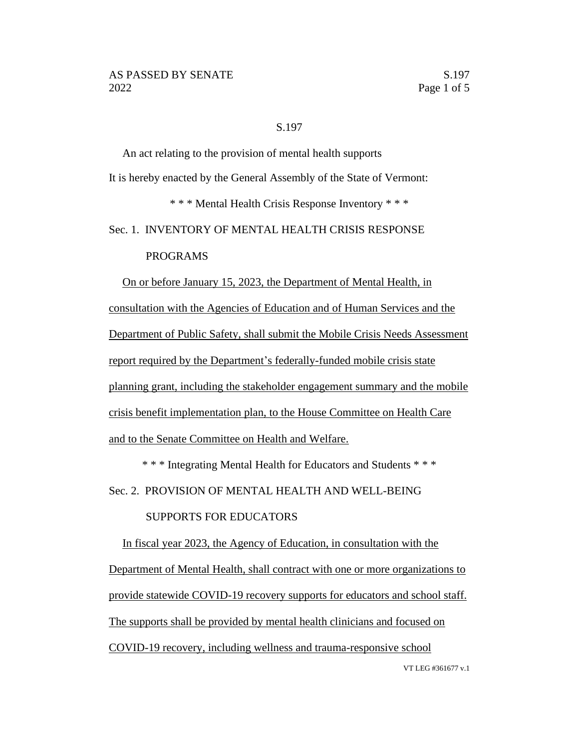# S.197

An act relating to the provision of mental health supports

It is hereby enacted by the General Assembly of the State of Vermont:

\* \* \* Mental Health Crisis Response Inventory \* \* \*

## Sec. 1. INVENTORY OF MENTAL HEALTH CRISIS RESPONSE PROGRAMS

On or before January 15, 2023, the Department of Mental Health, in consultation with the Agencies of Education and of Human Services and the Department of Public Safety, shall submit the Mobile Crisis Needs Assessment report required by the Department's federally-funded mobile crisis state planning grant, including the stakeholder engagement summary and the mobile crisis benefit implementation plan, to the House Committee on Health Care and to the Senate Committee on Health and Welfare.

\* \* \* Integrating Mental Health for Educators and Students \* \* \*

## Sec. 2. PROVISION OF MENTAL HEALTH AND WELL-BEING SUPPORTS FOR EDUCATORS

In fiscal year 2023, the Agency of Education, in consultation with the Department of Mental Health, shall contract with one or more organizations to provide statewide COVID-19 recovery supports for educators and school staff. The supports shall be provided by mental health clinicians and focused on COVID-19 recovery, including wellness and trauma-responsive school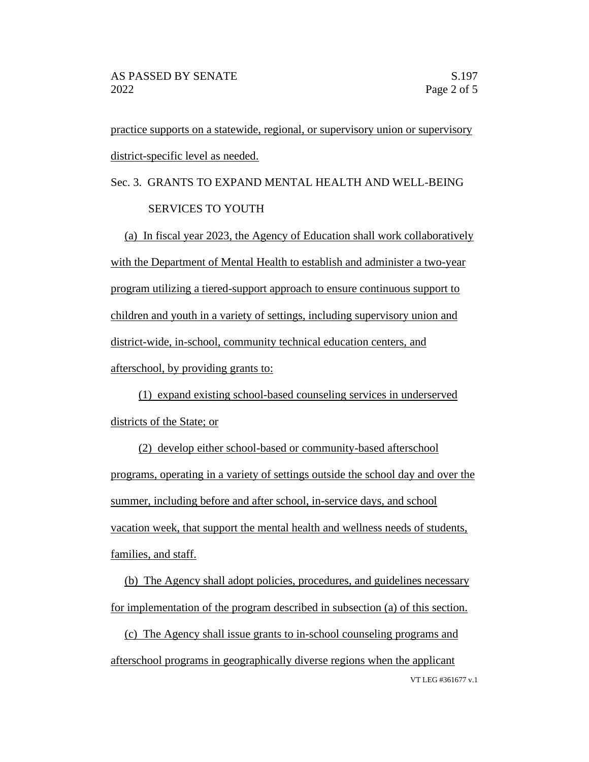practice supports on a statewide, regional, or supervisory union or supervisory district-specific level as needed.

Sec. 3. GRANTS TO EXPAND MENTAL HEALTH AND WELL-BEING SERVICES TO YOUTH

(a) In fiscal year 2023, the Agency of Education shall work collaboratively with the Department of Mental Health to establish and administer a two-year program utilizing a tiered-support approach to ensure continuous support to children and youth in a variety of settings, including supervisory union and district-wide, in-school, community technical education centers, and afterschool, by providing grants to:

(1) expand existing school-based counseling services in underserved districts of the State; or

(2) develop either school-based or community-based afterschool programs, operating in a variety of settings outside the school day and over the summer, including before and after school, in-service days, and school vacation week, that support the mental health and wellness needs of students, families, and staff.

(b) The Agency shall adopt policies, procedures, and guidelines necessary for implementation of the program described in subsection (a) of this section.

(c) The Agency shall issue grants to in-school counseling programs and afterschool programs in geographically diverse regions when the applicant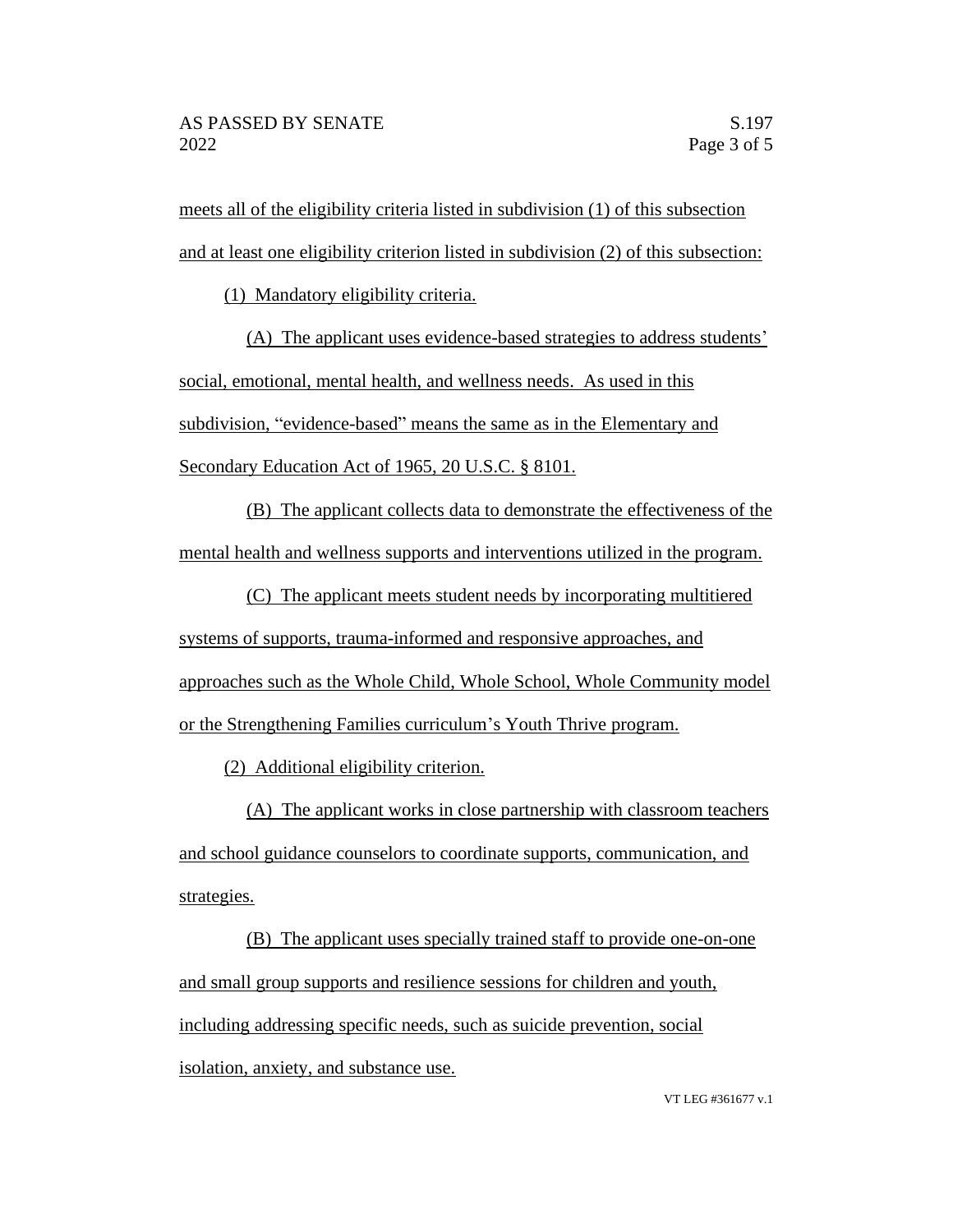meets all of the eligibility criteria listed in subdivision (1) of this subsection and at least one eligibility criterion listed in subdivision (2) of this subsection:

(1) Mandatory eligibility criteria.

(A) The applicant uses evidence-based strategies to address students' social, emotional, mental health, and wellness needs. As used in this subdivision, "evidence-based" means the same as in the Elementary and Secondary Education Act of 1965, 20 U.S.C. § 8101.

(B) The applicant collects data to demonstrate the effectiveness of the mental health and wellness supports and interventions utilized in the program.

(C) The applicant meets student needs by incorporating multitiered systems of supports, trauma-informed and responsive approaches, and approaches such as the Whole Child, Whole School, Whole Community model or the Strengthening Families curriculum's Youth Thrive program.

(2) Additional eligibility criterion.

(A) The applicant works in close partnership with classroom teachers and school guidance counselors to coordinate supports, communication, and strategies.

(B) The applicant uses specially trained staff to provide one-on-one and small group supports and resilience sessions for children and youth, including addressing specific needs, such as suicide prevention, social isolation, anxiety, and substance use.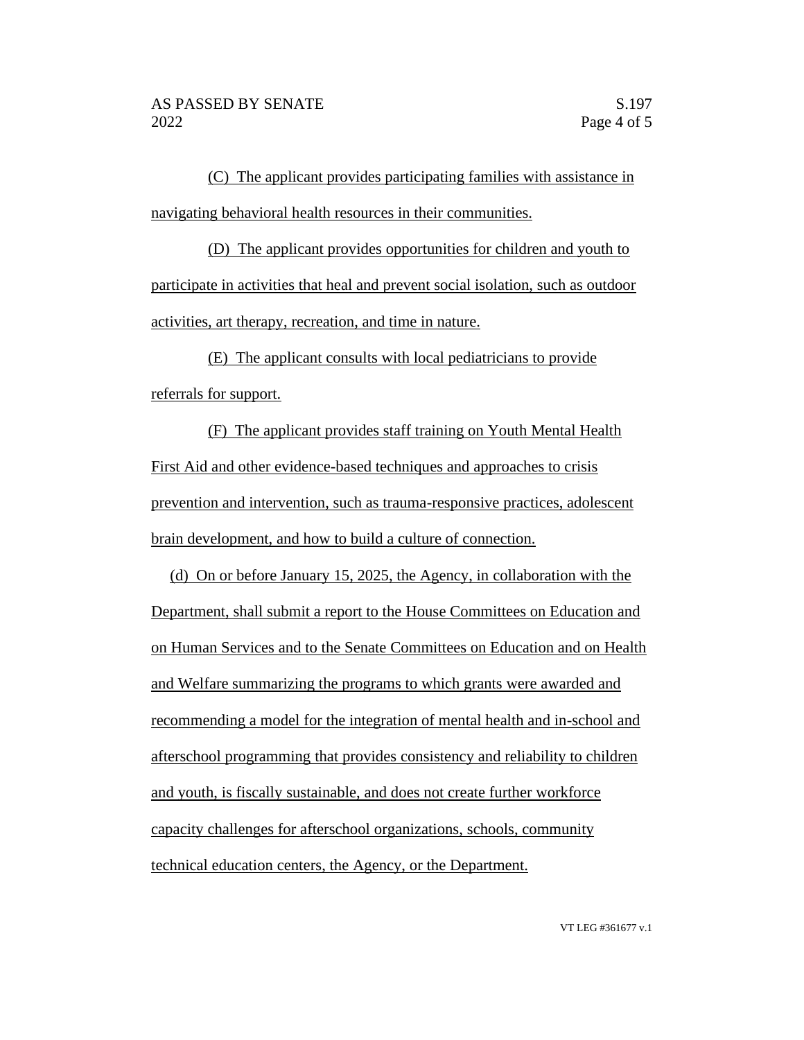(C) The applicant provides participating families with assistance in navigating behavioral health resources in their communities.

(D) The applicant provides opportunities for children and youth to participate in activities that heal and prevent social isolation, such as outdoor activities, art therapy, recreation, and time in nature.

(E) The applicant consults with local pediatricians to provide referrals for support.

(F) The applicant provides staff training on Youth Mental Health First Aid and other evidence-based techniques and approaches to crisis prevention and intervention, such as trauma-responsive practices, adolescent brain development, and how to build a culture of connection.

(d) On or before January 15, 2025, the Agency, in collaboration with the Department, shall submit a report to the House Committees on Education and on Human Services and to the Senate Committees on Education and on Health and Welfare summarizing the programs to which grants were awarded and recommending a model for the integration of mental health and in-school and afterschool programming that provides consistency and reliability to children and youth, is fiscally sustainable, and does not create further workforce capacity challenges for afterschool organizations, schools, community technical education centers, the Agency, or the Department.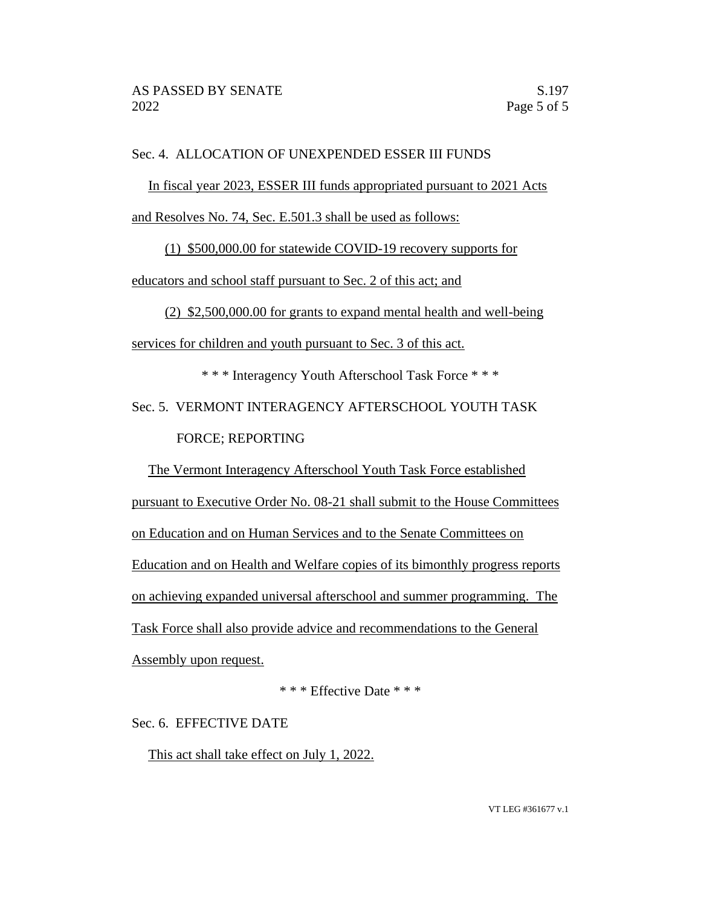Sec. 4. ALLOCATION OF UNEXPENDED ESSER III FUNDS

In fiscal year 2023, ESSER III funds appropriated pursuant to 2021 Acts and Resolves No. 74, Sec. E.501.3 shall be used as follows:

(1) $500,000.00 for statewide COVID-19 recovery supports for educators and school staff pursuant to Sec. 2 of this act; and

(2) $2,500,000.00 for grants to expand mental health and well-being services for children and youth pursuant to Sec. 3 of this act.

\* \* \* Interagency Youth Afterschool Task Force \* \* \*

Sec. 5. VERMONT INTERAGENCY AFTERSCHOOL YOUTH TASK FORCE; REPORTING

The Vermont Interagency Afterschool Youth Task Force established pursuant to Executive Order No. 08-21 shall submit to the House Committees on Education and on Human Services and to the Senate Committees on Education and on Health and Welfare copies of its bimonthly progress reports on achieving expanded universal afterschool and summer programming. The Task Force shall also provide advice and recommendations to the General Assembly upon request.

\* \* \* Effective Date \* \* \*

Sec. 6. EFFECTIVE DATE

This act shall take effect on July 1, 2022.